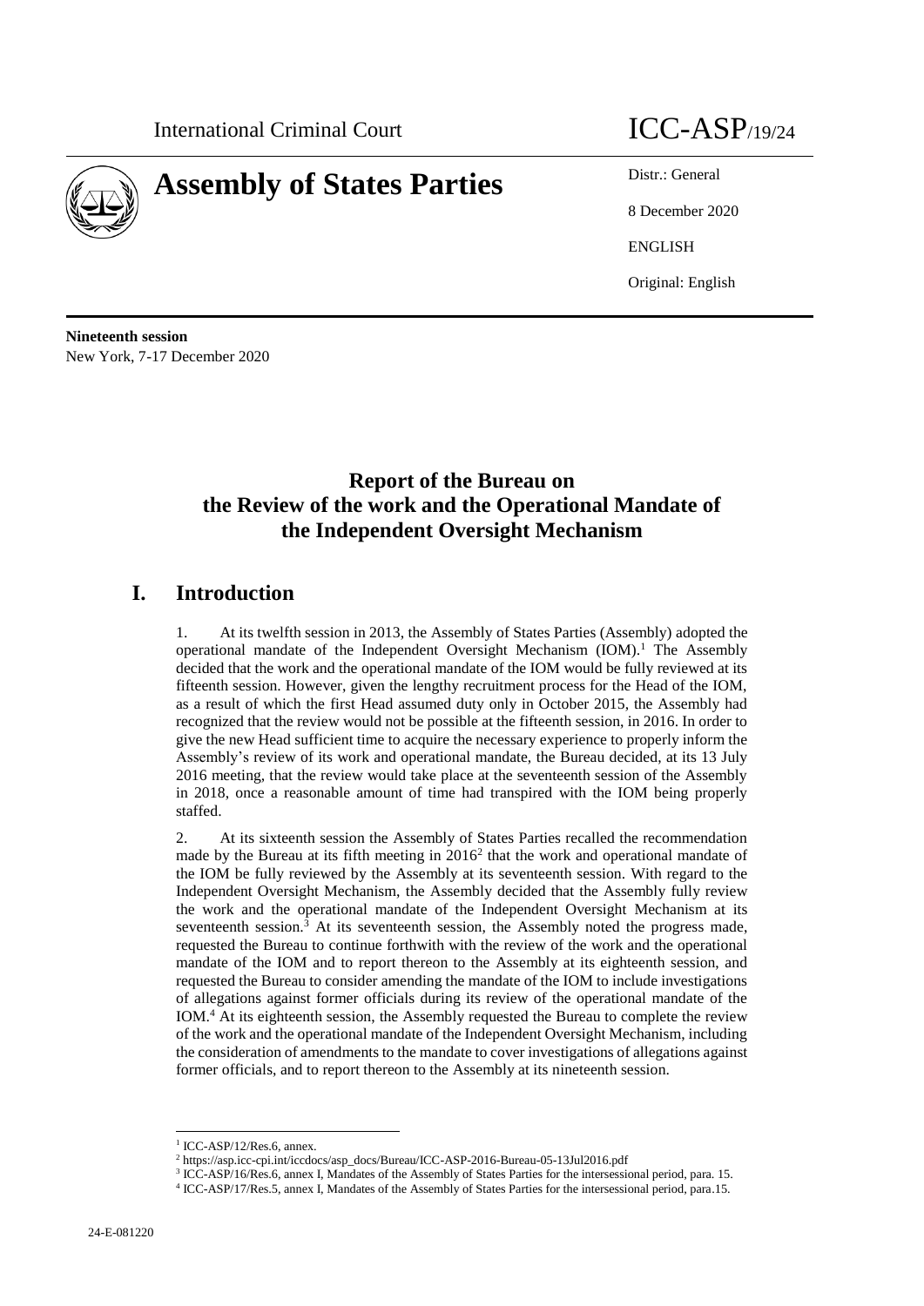International Criminal Court

# Assembly of States Parties

ICC-ASP/19/24

Distr.: General

8 December 2020

ENGLISH

Original: English

**Nineteenth session**
New York, 7-17 December 2020

# Report of the Bureau on the Review of the work and the Operational Mandate of the Independent Oversight Mechanism

## I. Introduction

1. At its twelfth session in 2013, the Assembly of States Parties (Assembly) adopted the operational mandate of the Independent Oversight Mechanism (IOM).[1] The Assembly decided that the work and the operational mandate of the IOM would be fully reviewed at its fifteenth session. However, given the lengthy recruitment process for the Head of the IOM, as a result of which the first Head assumed duty only in October 2015, the Assembly had recognized that the review would not be possible at the fifteenth session, in 2016. In order to give the new Head sufficient time to acquire the necessary experience to properly inform the Assembly's review of its work and operational mandate, the Bureau decided, at its 13 July 2016 meeting, that the review would take place at the seventeenth session of the Assembly in 2018, once a reasonable amount of time had transpired with the IOM being properly staffed.

2. At its sixteenth session the Assembly of States Parties recalled the recommendation made by the Bureau at its fifth meeting in 2016[2] that the work and operational mandate of the IOM be fully reviewed by the Assembly at its seventeenth session. With regard to the Independent Oversight Mechanism, the Assembly decided that the Assembly fully review the work and the operational mandate of the Independent Oversight Mechanism at its seventeenth session.[3] At its seventeenth session, the Assembly noted the progress made, requested the Bureau to continue forthwith with the review of the work and the operational mandate of the IOM and to report thereon to the Assembly at its eighteenth session, and requested the Bureau to consider amending the mandate of the IOM to include investigations of allegations against former officials during its review of the operational mandate of the IOM.[4] At its eighteenth session, the Assembly requested the Bureau to complete the review of the work and the operational mandate of the Independent Oversight Mechanism, including the consideration of amendments to the mandate to cover investigations of allegations against former officials, and to report thereon to the Assembly at its nineteenth session.

[1] ICC-ASP/12/Res.6, annex.

[2] https://asp.icc-cpi.int/iccdocs/asp_docs/Bureau/ICC-ASP-2016-Bureau-05-13Jul2016.pdf

[3] ICC-ASP/16/Res.6, annex I, Mandates of the Assembly of States Parties for the intersessional period, para. 15.

[4] ICC-ASP/17/Res.5, annex I, Mandates of the Assembly of States Parties for the intersessional period, para.15.

24-E-081220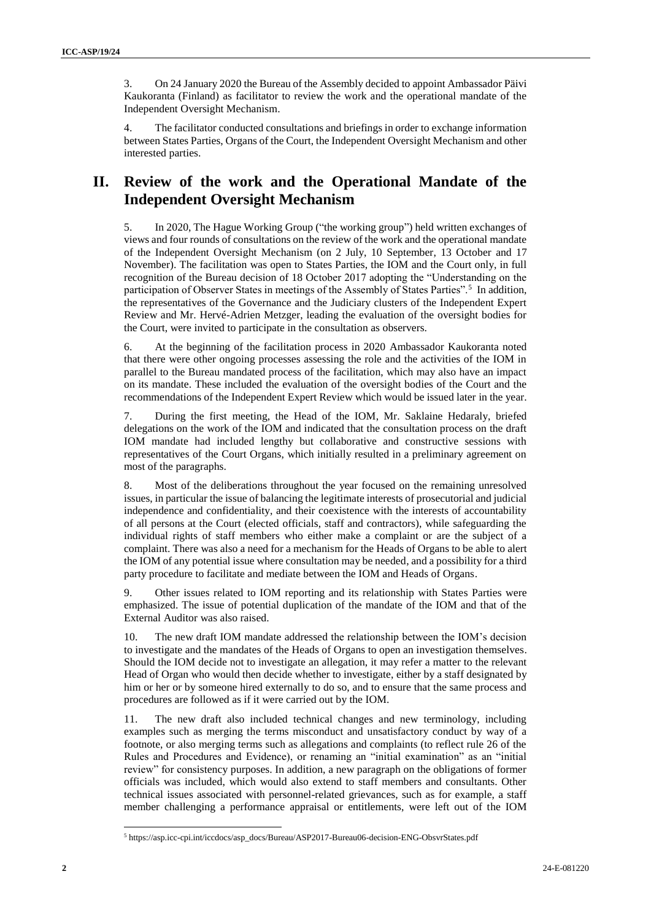3. On 24 January 2020 the Bureau of the Assembly decided to appoint Ambassador Päivi Kaukoranta (Finland) as facilitator to review the work and the operational mandate of the Independent Oversight Mechanism.

4. The facilitator conducted consultations and briefings in order to exchange information between States Parties, Organs of the Court, the Independent Oversight Mechanism and other interested parties.

## II. Review of the work and the Operational Mandate of the Independent Oversight Mechanism

5. In 2020, The Hague Working Group ("the working group") held written exchanges of views and four rounds of consultations on the review of the work and the operational mandate of the Independent Oversight Mechanism (on 2 July, 10 September, 13 October and 17 November). The facilitation was open to States Parties, the IOM and the Court only, in full recognition of the Bureau decision of 18 October 2017 adopting the "Understanding on the participation of Observer States in meetings of the Assembly of States Parties".[5] In addition, the representatives of the Governance and the Judiciary clusters of the Independent Expert Review and Mr. Hervé-Adrien Metzger, leading the evaluation of the oversight bodies for the Court, were invited to participate in the consultation as observers.

6. At the beginning of the facilitation process in 2020 Ambassador Kaukoranta noted that there were other ongoing processes assessing the role and the activities of the IOM in parallel to the Bureau mandated process of the facilitation, which may also have an impact on its mandate. These included the evaluation of the oversight bodies of the Court and the recommendations of the Independent Expert Review which would be issued later in the year.

7. During the first meeting, the Head of the IOM, Mr. Saklaine Hedaraly, briefed delegations on the work of the IOM and indicated that the consultation process on the draft IOM mandate had included lengthy but collaborative and constructive sessions with representatives of the Court Organs, which initially resulted in a preliminary agreement on most of the paragraphs.

8. Most of the deliberations throughout the year focused on the remaining unresolved issues, in particular the issue of balancing the legitimate interests of prosecutorial and judicial independence and confidentiality, and their coexistence with the interests of accountability of all persons at the Court (elected officials, staff and contractors), while safeguarding the individual rights of staff members who either make a complaint or are the subject of a complaint. There was also a need for a mechanism for the Heads of Organs to be able to alert the IOM of any potential issue where consultation may be needed, and a possibility for a third party procedure to facilitate and mediate between the IOM and Heads of Organs.

9. Other issues related to IOM reporting and its relationship with States Parties were emphasized. The issue of potential duplication of the mandate of the IOM and that of the External Auditor was also raised.

10. The new draft IOM mandate addressed the relationship between the IOM's decision to investigate and the mandates of the Heads of Organs to open an investigation themselves. Should the IOM decide not to investigate an allegation, it may refer a matter to the relevant Head of Organ who would then decide whether to investigate, either by a staff designated by him or her or by someone hired externally to do so, and to ensure that the same process and procedures are followed as if it were carried out by the IOM.

11. The new draft also included technical changes and new terminology, including examples such as merging the terms misconduct and unsatisfactory conduct by way of a footnote, or also merging terms such as allegations and complaints (to reflect rule 26 of the Rules and Procedures and Evidence), or renaming an "initial examination" as an "initial review" for consistency purposes. In addition, a new paragraph on the obligations of former officials was included, which would also extend to staff members and consultants. Other technical issues associated with personnel-related grievances, such as for example, a staff member challenging a performance appraisal or entitlements, were left out of the IOM

[5] https://asp.icc-cpi.int/iccdocs/asp_docs/Bureau/ASP2017-Bureau06-decision-ENG-ObsvrStates.pdf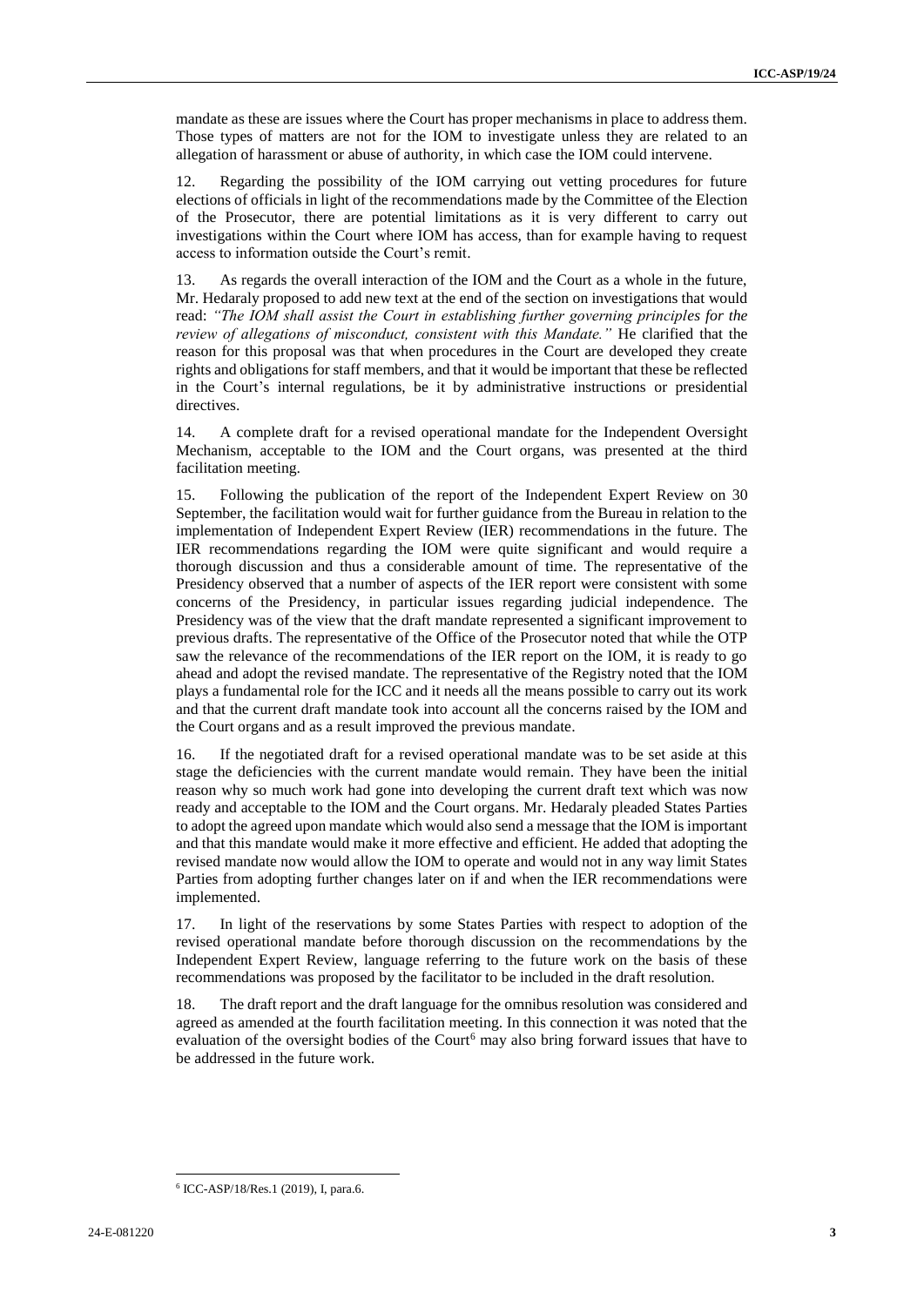mandate as these are issues where the Court has proper mechanisms in place to address them. Those types of matters are not for the IOM to investigate unless they are related to an allegation of harassment or abuse of authority, in which case the IOM could intervene.

12. Regarding the possibility of the IOM carrying out vetting procedures for future elections of officials in light of the recommendations made by the Committee of the Election of the Prosecutor, there are potential limitations as it is very different to carry out investigations within the Court where IOM has access, than for example having to request access to information outside the Court's remit.

13. As regards the overall interaction of the IOM and the Court as a whole in the future, Mr. Hedaraly proposed to add new text at the end of the section on investigations that would read: *"The IOM shall assist the Court in establishing further governing principles for the review of allegations of misconduct, consistent with this Mandate."* He clarified that the reason for this proposal was that when procedures in the Court are developed they create rights and obligations for staff members, and that it would be important that these be reflected in the Court's internal regulations, be it by administrative instructions or presidential directives.

14. A complete draft for a revised operational mandate for the Independent Oversight Mechanism, acceptable to the IOM and the Court organs, was presented at the third facilitation meeting.

15. Following the publication of the report of the Independent Expert Review on 30 September, the facilitation would wait for further guidance from the Bureau in relation to the implementation of Independent Expert Review (IER) recommendations in the future. The IER recommendations regarding the IOM were quite significant and would require a thorough discussion and thus a considerable amount of time. The representative of the Presidency observed that a number of aspects of the IER report were consistent with some concerns of the Presidency, in particular issues regarding judicial independence. The Presidency was of the view that the draft mandate represented a significant improvement to previous drafts. The representative of the Office of the Prosecutor noted that while the OTP saw the relevance of the recommendations of the IER report on the IOM, it is ready to go ahead and adopt the revised mandate. The representative of the Registry noted that the IOM plays a fundamental role for the ICC and it needs all the means possible to carry out its work and that the current draft mandate took into account all the concerns raised by the IOM and the Court organs and as a result improved the previous mandate.

16. If the negotiated draft for a revised operational mandate was to be set aside at this stage the deficiencies with the current mandate would remain. They have been the initial reason why so much work had gone into developing the current draft text which was now ready and acceptable to the IOM and the Court organs. Mr. Hedaraly pleaded States Parties to adopt the agreed upon mandate which would also send a message that the IOM is important and that this mandate would make it more effective and efficient. He added that adopting the revised mandate now would allow the IOM to operate and would not in any way limit States Parties from adopting further changes later on if and when the IER recommendations were implemented.

17. In light of the reservations by some States Parties with respect to adoption of the revised operational mandate before thorough discussion on the recommendations by the Independent Expert Review, language referring to the future work on the basis of these recommendations was proposed by the facilitator to be included in the draft resolution.

18. The draft report and the draft language for the omnibus resolution was considered and agreed as amended at the fourth facilitation meeting. In this connection it was noted that the evaluation of the oversight bodies of the Court[6] may also bring forward issues that have to be addressed in the future work.

[6] ICC-ASP/18/Res.1 (2019), I, para.6.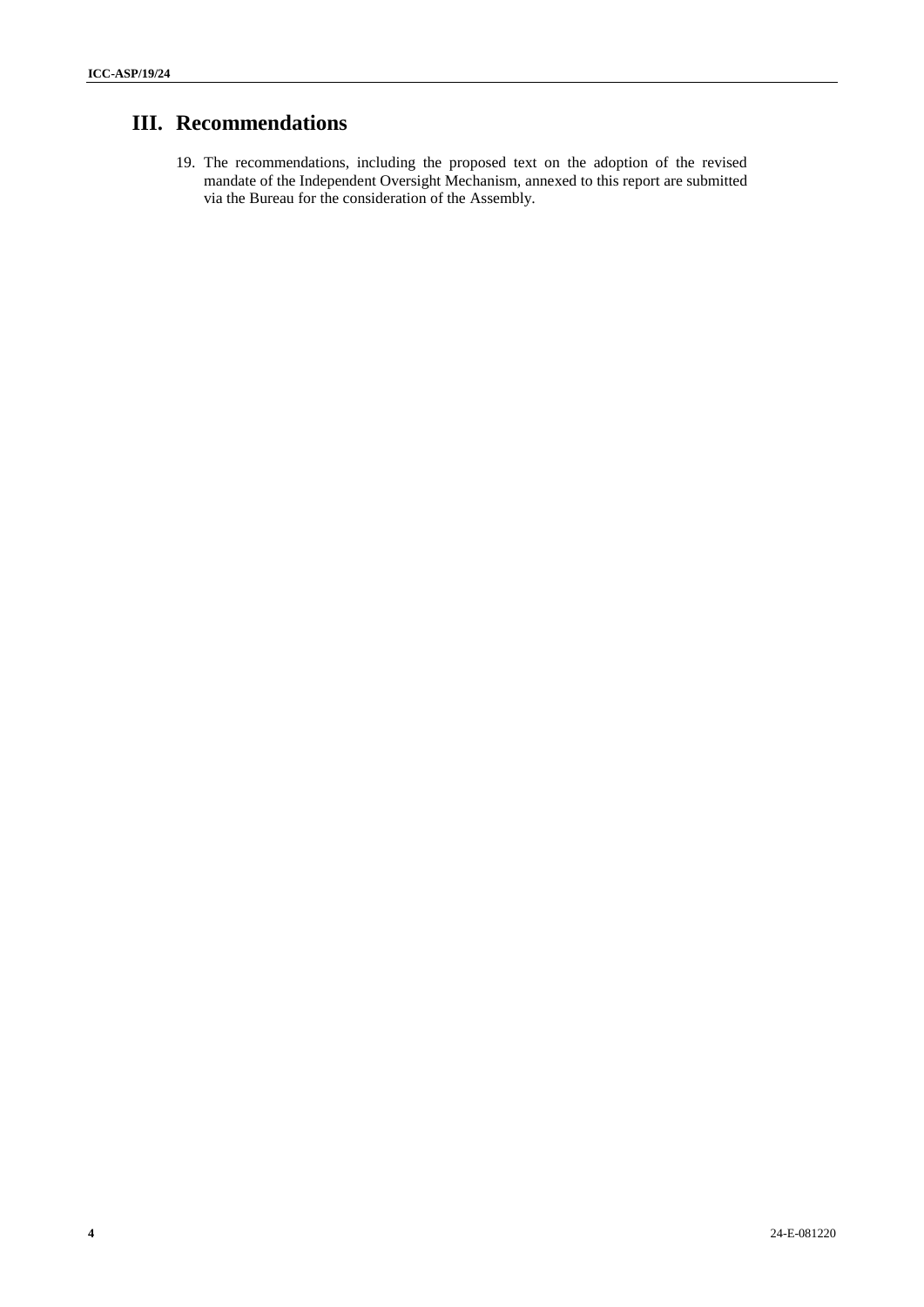# III. Recommendations

19. The recommendations, including the proposed text on the adoption of the revised mandate of the Independent Oversight Mechanism, annexed to this report are submitted via the Bureau for the consideration of the Assembly.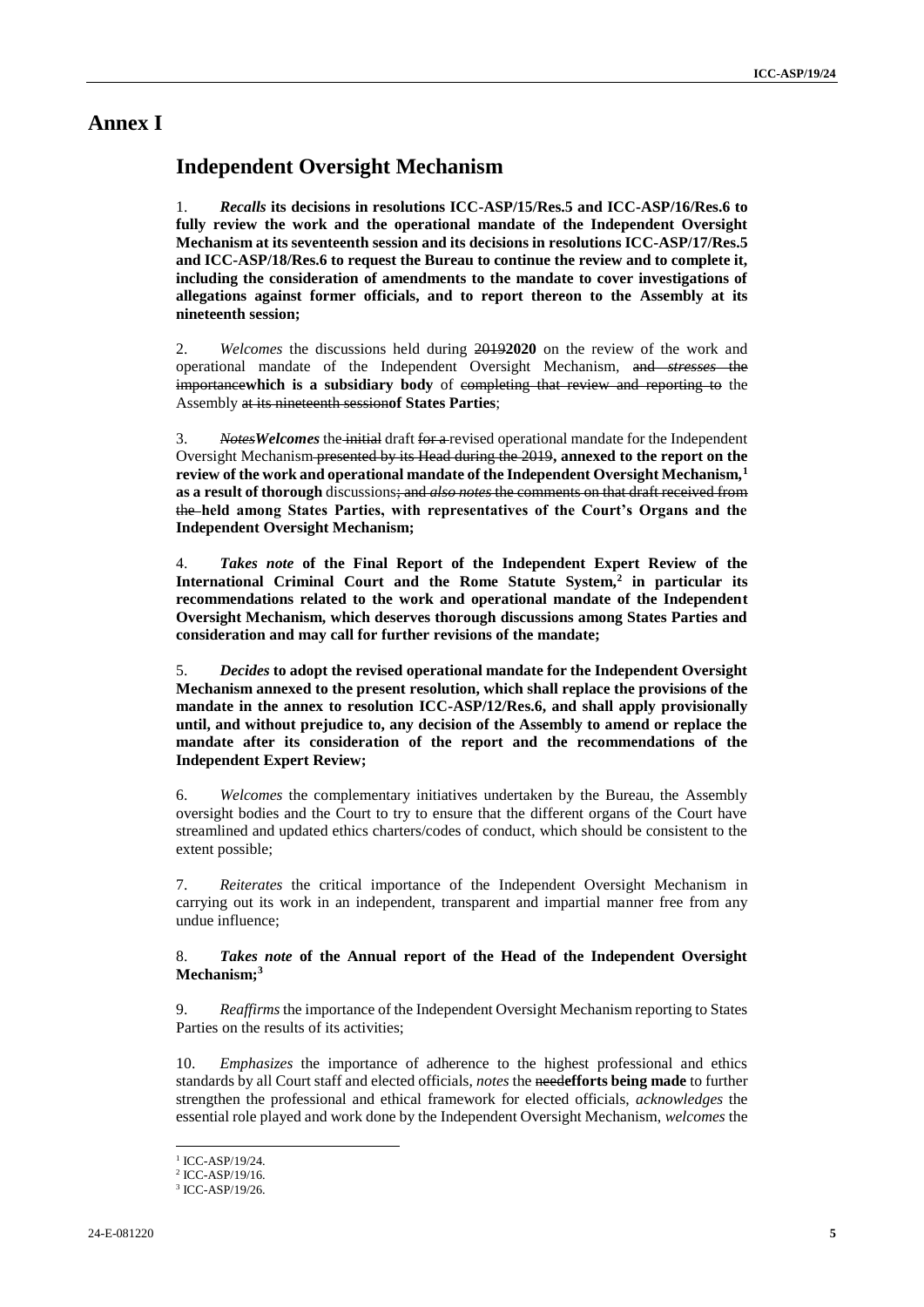# Annex I

## Independent Oversight Mechanism

1. ***Recalls*** **its decisions in resolutions ICC-ASP/15/Res.5 and ICC-ASP/16/Res.6 to fully review the work and the operational mandate of the Independent Oversight Mechanism at its seventeenth session and its decisions in resolutions ICC-ASP/17/Res.5 and ICC-ASP/18/Res.6 to request the Bureau to continue the review and to complete it, including the consideration of amendments to the mandate to cover investigations of allegations against former officials, and to report thereon to the Assembly at its nineteenth session;**

2. *Welcomes* the discussions held during ~~2019~~**2020** on the review of the work and operational mandate of the Independent Oversight Mechanism, ~~and *stresses* the importance~~**which is a subsidiary body** of ~~completing that review and reporting to~~ the Assembly ~~at its nineteenth session~~**of States Parties**;

3. ~~*Notes*~~***Welcomes*** the ~~initial~~ draft ~~for a~~ revised operational mandate for the Independent Oversight Mechanism ~~presented by its Head during the 2019~~**, annexed to the report on the review of the work and operational mandate of the Independent Oversight Mechanism,[1] as a result of thorough** discussions~~; and *also notes* the comments on that draft received from the~~ **held among States Parties, with representatives of the Court's Organs and the Independent Oversight Mechanism;**

4. ***Takes note*** **of the Final Report of the Independent Expert Review of the International Criminal Court and the Rome Statute System,[2] in particular its recommendations related to the work and operational mandate of the Independent Oversight Mechanism, which deserves thorough discussions among States Parties and consideration and may call for further revisions of the mandate;**

5. ***Decides*** **to adopt the revised operational mandate for the Independent Oversight Mechanism annexed to the present resolution, which shall replace the provisions of the mandate in the annex to resolution ICC-ASP/12/Res.6, and shall apply provisionally until, and without prejudice to, any decision of the Assembly to amend or replace the mandate after its consideration of the report and the recommendations of the Independent Expert Review;**

6. *Welcomes* the complementary initiatives undertaken by the Bureau, the Assembly oversight bodies and the Court to try to ensure that the different organs of the Court have streamlined and updated ethics charters/codes of conduct, which should be consistent to the extent possible;

7. *Reiterates* the critical importance of the Independent Oversight Mechanism in carrying out its work in an independent, transparent and impartial manner free from any undue influence;

8. ***Takes note*** **of the Annual report of the Head of the Independent Oversight Mechanism;[3]**

9. *Reaffirms* the importance of the Independent Oversight Mechanism reporting to States Parties on the results of its activities;

10. *Emphasizes* the importance of adherence to the highest professional and ethics standards by all Court staff and elected officials, *notes* the ~~need~~**efforts being made** to further strengthen the professional and ethical framework for elected officials, *acknowledges* the essential role played and work done by the Independent Oversight Mechanism, *welcomes* the

---

[1] ICC-ASP/19/24.
[2] ICC-ASP/19/16.
[3] ICC-ASP/19/26.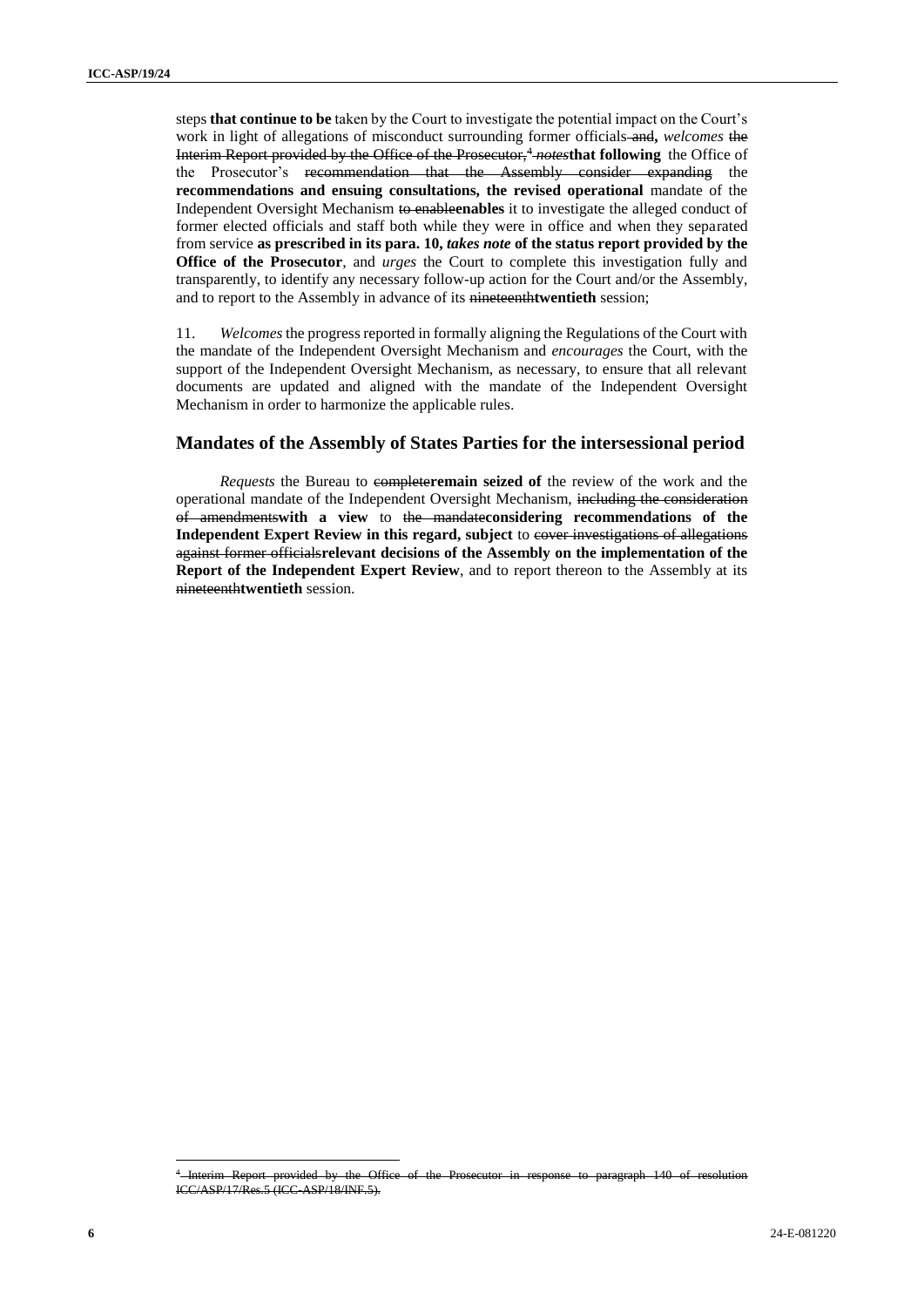steps **that continue to be** taken by the Court to investigate the potential impact on the Court's work in light of allegations of misconduct surrounding former officials ~~and~~**,** *welcomes* ~~the Interim Report provided by the Office of the Prosecutor,[4]~~ ~~*notes*~~**that following** the Office of the Prosecutor's ~~recommendation that the Assembly consider expanding~~ the **recommendations and ensuing consultations, the revised operational** mandate of the Independent Oversight Mechanism ~~to enable~~**enables** it to investigate the alleged conduct of former elected officials and staff both while they were in office and when they separated from service **as prescribed in its para. 10,** ***takes note*** **of the status report provided by the Office of the Prosecutor**, and *urges* the Court to complete this investigation fully and transparently, to identify any necessary follow-up action for the Court and/or the Assembly, and to report to the Assembly in advance of its ~~nineteenth~~**twentieth** session;

11. *Welcomes* the progress reported in formally aligning the Regulations of the Court with the mandate of the Independent Oversight Mechanism and *encourages* the Court, with the support of the Independent Oversight Mechanism, as necessary, to ensure that all relevant documents are updated and aligned with the mandate of the Independent Oversight Mechanism in order to harmonize the applicable rules.

## Mandates of the Assembly of States Parties for the intersessional period

*Requests* the Bureau to ~~complete~~**remain seized of** the review of the work and the operational mandate of the Independent Oversight Mechanism, ~~including the consideration of amendments~~**with a view** to ~~the mandate~~**considering recommendations of the Independent Expert Review in this regard, subject** to ~~cover investigations of allegations against former officials~~**relevant decisions of the Assembly on the implementation of the Report of the Independent Expert Review**, and to report thereon to the Assembly at its ~~nineteenth~~**twentieth** session.

---

~~[4] Interim Report provided by the Office of the Prosecutor in response to paragraph 140 of resolution ICC/ASP/17/Res.5 (ICC-ASP/18/INF.5).~~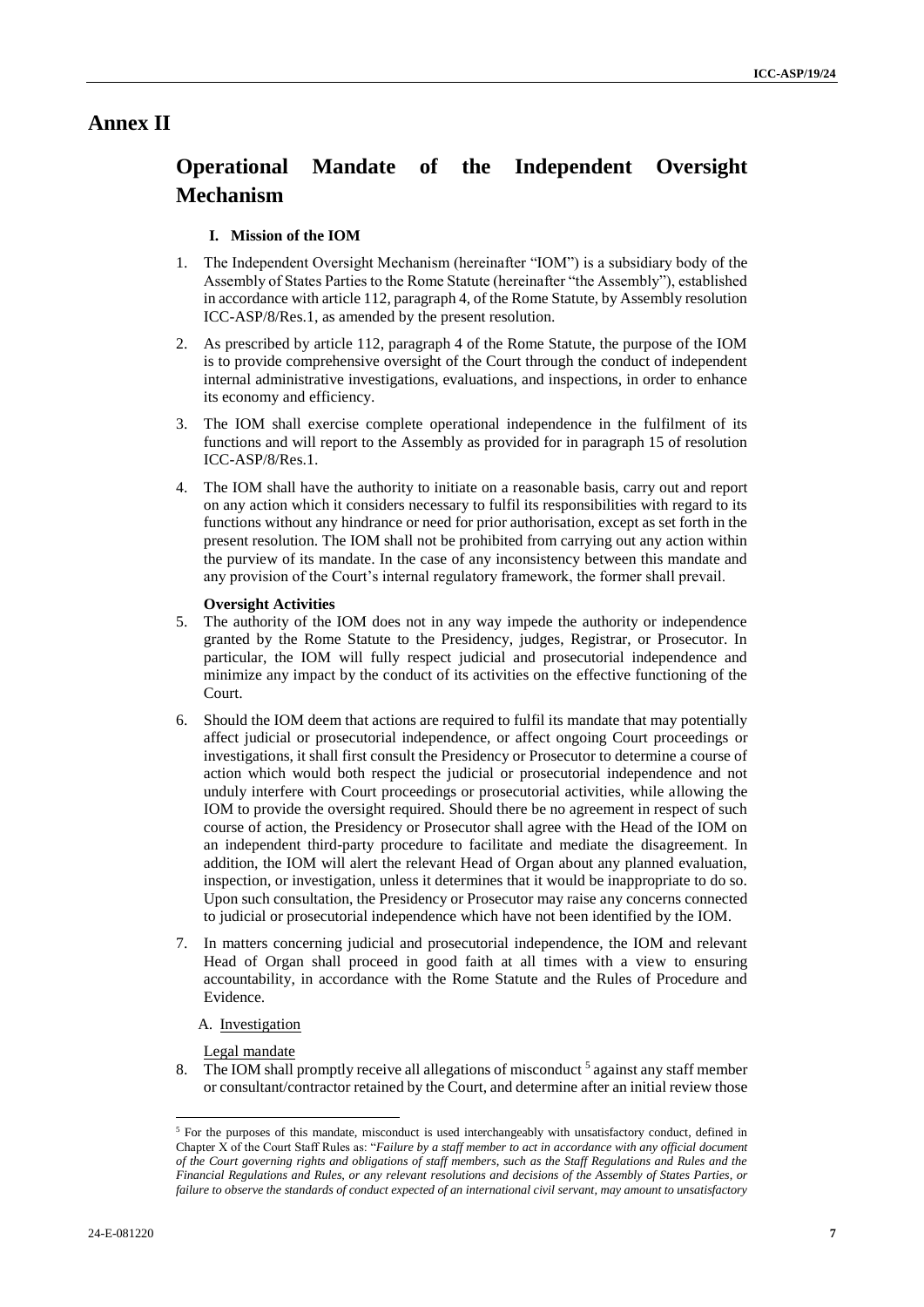# Annex II

## Operational Mandate of the Independent Oversight Mechanism

### I. Mission of the IOM

1. The Independent Oversight Mechanism (hereinafter "IOM") is a subsidiary body of the Assembly of States Parties to the Rome Statute (hereinafter "the Assembly"), established in accordance with article 112, paragraph 4, of the Rome Statute, by Assembly resolution ICC-ASP/8/Res.1, as amended by the present resolution.

2. As prescribed by article 112, paragraph 4 of the Rome Statute, the purpose of the IOM is to provide comprehensive oversight of the Court through the conduct of independent internal administrative investigations, evaluations, and inspections, in order to enhance its economy and efficiency.

3. The IOM shall exercise complete operational independence in the fulfilment of its functions and will report to the Assembly as provided for in paragraph 15 of resolution ICC-ASP/8/Res.1.

4. The IOM shall have the authority to initiate on a reasonable basis, carry out and report on any action which it considers necessary to fulfil its responsibilities with regard to its functions without any hindrance or need for prior authorisation, except as set forth in the present resolution. The IOM shall not be prohibited from carrying out any action within the purview of its mandate. In the case of any inconsistency between this mandate and any provision of the Court's internal regulatory framework, the former shall prevail.

**Oversight Activities**

5. The authority of the IOM does not in any way impede the authority or independence granted by the Rome Statute to the Presidency, judges, Registrar, or Prosecutor. In particular, the IOM will fully respect judicial and prosecutorial independence and minimize any impact by the conduct of its activities on the effective functioning of the Court.

6. Should the IOM deem that actions are required to fulfil its mandate that may potentially affect judicial or prosecutorial independence, or affect ongoing Court proceedings or investigations, it shall first consult the Presidency or Prosecutor to determine a course of action which would both respect the judicial or prosecutorial independence and not unduly interfere with Court proceedings or prosecutorial activities, while allowing the IOM to provide the oversight required. Should there be no agreement in respect of such course of action, the Presidency or Prosecutor shall agree with the Head of the IOM on an independent third-party procedure to facilitate and mediate the disagreement. In addition, the IOM will alert the relevant Head of Organ about any planned evaluation, inspection, or investigation, unless it determines that it would be inappropriate to do so. Upon such consultation, the Presidency or Prosecutor may raise any concerns connected to judicial or prosecutorial independence which have not been identified by the IOM.

7. In matters concerning judicial and prosecutorial independence, the IOM and relevant Head of Organ shall proceed in good faith at all times with a view to ensuring accountability, in accordance with the Rome Statute and the Rules of Procedure and Evidence.

A. Investigation

Legal mandate

8. The IOM shall promptly receive all allegations of misconduct [5] against any staff member or consultant/contractor retained by the Court, and determine after an initial review those

[5] For the purposes of this mandate, misconduct is used interchangeably with unsatisfactory conduct, defined in Chapter X of the Court Staff Rules as: "*Failure by a staff member to act in accordance with any official document of the Court governing rights and obligations of staff members, such as the Staff Regulations and Rules and the Financial Regulations and Rules, or any relevant resolutions and decisions of the Assembly of States Parties, or failure to observe the standards of conduct expected of an international civil servant, may amount to unsatisfactory*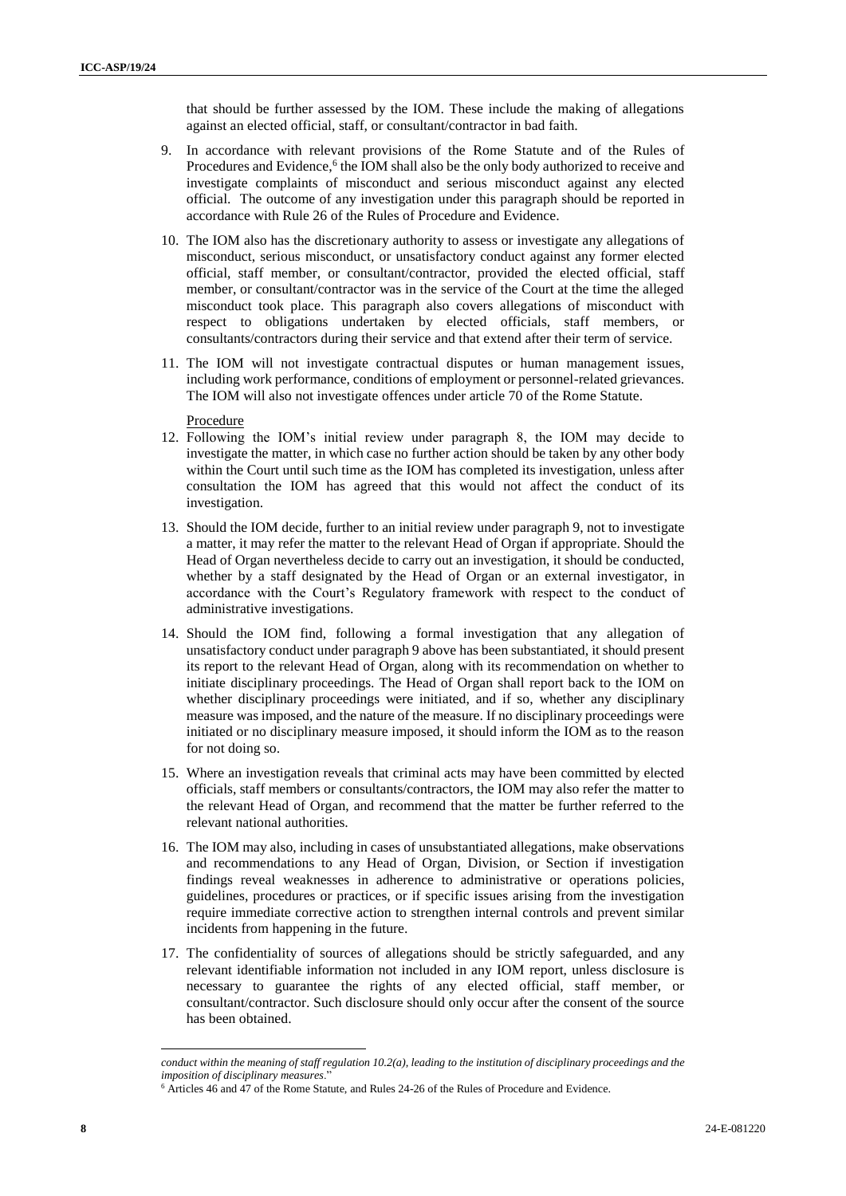that should be further assessed by the IOM. These include the making of allegations against an elected official, staff, or consultant/contractor in bad faith.

9. In accordance with relevant provisions of the Rome Statute and of the Rules of Procedures and Evidence,[6] the IOM shall also be the only body authorized to receive and investigate complaints of misconduct and serious misconduct against any elected official. The outcome of any investigation under this paragraph should be reported in accordance with Rule 26 of the Rules of Procedure and Evidence.

10. The IOM also has the discretionary authority to assess or investigate any allegations of misconduct, serious misconduct, or unsatisfactory conduct against any former elected official, staff member, or consultant/contractor, provided the elected official, staff member, or consultant/contractor was in the service of the Court at the time the alleged misconduct took place. This paragraph also covers allegations of misconduct with respect to obligations undertaken by elected officials, staff members, or consultants/contractors during their service and that extend after their term of service.

11. The IOM will not investigate contractual disputes or human management issues, including work performance, conditions of employment or personnel-related grievances. The IOM will also not investigate offences under article 70 of the Rome Statute.

Procedure

12. Following the IOM's initial review under paragraph 8, the IOM may decide to investigate the matter, in which case no further action should be taken by any other body within the Court until such time as the IOM has completed its investigation, unless after consultation the IOM has agreed that this would not affect the conduct of its investigation.

13. Should the IOM decide, further to an initial review under paragraph 9, not to investigate a matter, it may refer the matter to the relevant Head of Organ if appropriate. Should the Head of Organ nevertheless decide to carry out an investigation, it should be conducted, whether by a staff designated by the Head of Organ or an external investigator, in accordance with the Court's Regulatory framework with respect to the conduct of administrative investigations.

14. Should the IOM find, following a formal investigation that any allegation of unsatisfactory conduct under paragraph 9 above has been substantiated, it should present its report to the relevant Head of Organ, along with its recommendation on whether to initiate disciplinary proceedings. The Head of Organ shall report back to the IOM on whether disciplinary proceedings were initiated, and if so, whether any disciplinary measure was imposed, and the nature of the measure. If no disciplinary proceedings were initiated or no disciplinary measure imposed, it should inform the IOM as to the reason for not doing so.

15. Where an investigation reveals that criminal acts may have been committed by elected officials, staff members or consultants/contractors, the IOM may also refer the matter to the relevant Head of Organ, and recommend that the matter be further referred to the relevant national authorities.

16. The IOM may also, including in cases of unsubstantiated allegations, make observations and recommendations to any Head of Organ, Division, or Section if investigation findings reveal weaknesses in adherence to administrative or operations policies, guidelines, procedures or practices, or if specific issues arising from the investigation require immediate corrective action to strengthen internal controls and prevent similar incidents from happening in the future.

17. The confidentiality of sources of allegations should be strictly safeguarded, and any relevant identifiable information not included in any IOM report, unless disclosure is necessary to guarantee the rights of any elected official, staff member, or consultant/contractor. Such disclosure should only occur after the consent of the source has been obtained.

---

*conduct within the meaning of staff regulation 10.2(a), leading to the institution of disciplinary proceedings and the imposition of disciplinary measures*."

[6] Articles 46 and 47 of the Rome Statute, and Rules 24-26 of the Rules of Procedure and Evidence.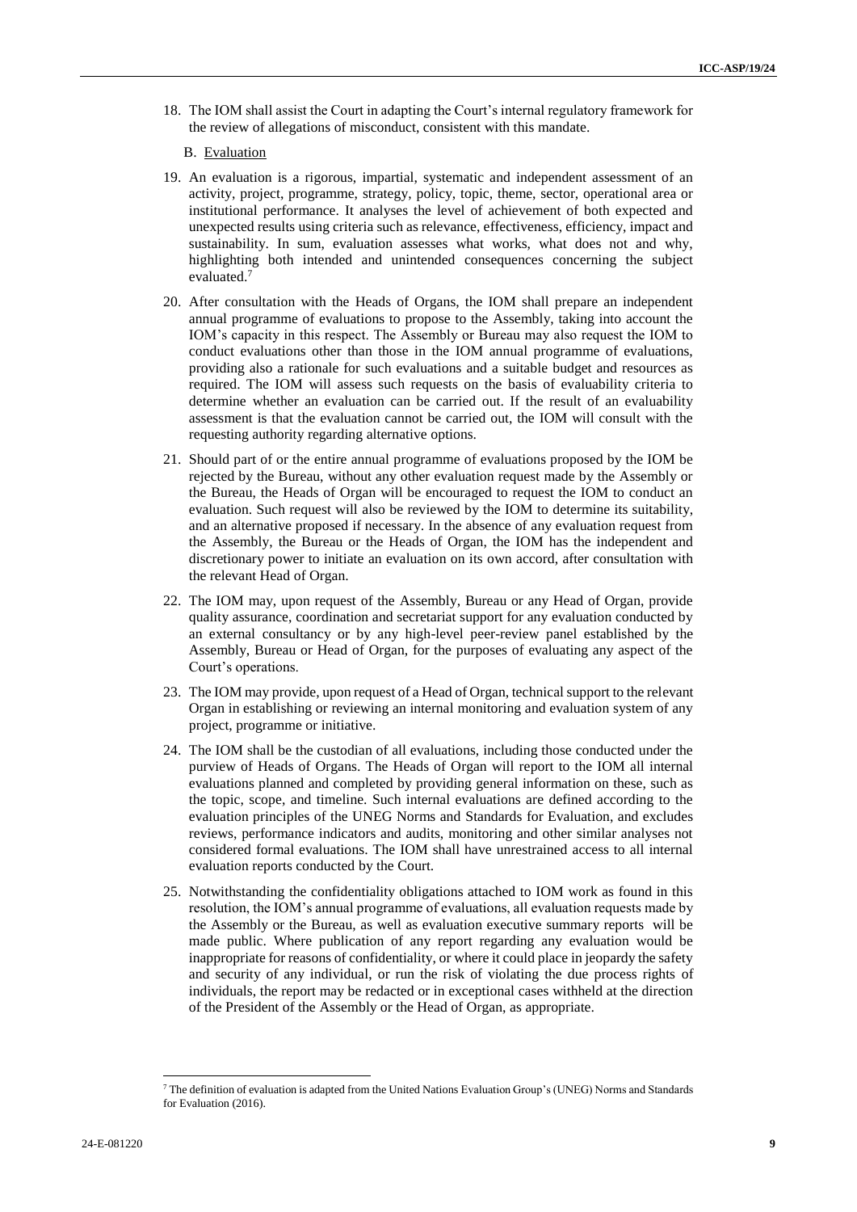18. The IOM shall assist the Court in adapting the Court's internal regulatory framework for the review of allegations of misconduct, consistent with this mandate.

B. Evaluation

19. An evaluation is a rigorous, impartial, systematic and independent assessment of an activity, project, programme, strategy, policy, topic, theme, sector, operational area or institutional performance. It analyses the level of achievement of both expected and unexpected results using criteria such as relevance, effectiveness, efficiency, impact and sustainability. In sum, evaluation assesses what works, what does not and why, highlighting both intended and unintended consequences concerning the subject evaluated.[7]

20. After consultation with the Heads of Organs, the IOM shall prepare an independent annual programme of evaluations to propose to the Assembly, taking into account the IOM's capacity in this respect. The Assembly or Bureau may also request the IOM to conduct evaluations other than those in the IOM annual programme of evaluations, providing also a rationale for such evaluations and a suitable budget and resources as required. The IOM will assess such requests on the basis of evaluability criteria to determine whether an evaluation can be carried out. If the result of an evaluability assessment is that the evaluation cannot be carried out, the IOM will consult with the requesting authority regarding alternative options.

21. Should part of or the entire annual programme of evaluations proposed by the IOM be rejected by the Bureau, without any other evaluation request made by the Assembly or the Bureau, the Heads of Organ will be encouraged to request the IOM to conduct an evaluation. Such request will also be reviewed by the IOM to determine its suitability, and an alternative proposed if necessary. In the absence of any evaluation request from the Assembly, the Bureau or the Heads of Organ, the IOM has the independent and discretionary power to initiate an evaluation on its own accord, after consultation with the relevant Head of Organ.

22. The IOM may, upon request of the Assembly, Bureau or any Head of Organ, provide quality assurance, coordination and secretariat support for any evaluation conducted by an external consultancy or by any high-level peer-review panel established by the Assembly, Bureau or Head of Organ, for the purposes of evaluating any aspect of the Court's operations.

23. The IOM may provide, upon request of a Head of Organ, technical support to the relevant Organ in establishing or reviewing an internal monitoring and evaluation system of any project, programme or initiative.

24. The IOM shall be the custodian of all evaluations, including those conducted under the purview of Heads of Organs. The Heads of Organ will report to the IOM all internal evaluations planned and completed by providing general information on these, such as the topic, scope, and timeline. Such internal evaluations are defined according to the evaluation principles of the UNEG Norms and Standards for Evaluation, and excludes reviews, performance indicators and audits, monitoring and other similar analyses not considered formal evaluations. The IOM shall have unrestrained access to all internal evaluation reports conducted by the Court.

25. Notwithstanding the confidentiality obligations attached to IOM work as found in this resolution, the IOM's annual programme of evaluations, all evaluation requests made by the Assembly or the Bureau, as well as evaluation executive summary reports will be made public. Where publication of any report regarding any evaluation would be inappropriate for reasons of confidentiality, or where it could place in jeopardy the safety and security of any individual, or run the risk of violating the due process rights of individuals, the report may be redacted or in exceptional cases withheld at the direction of the President of the Assembly or the Head of Organ, as appropriate.

---

[7] The definition of evaluation is adapted from the United Nations Evaluation Group's (UNEG) Norms and Standards for Evaluation (2016).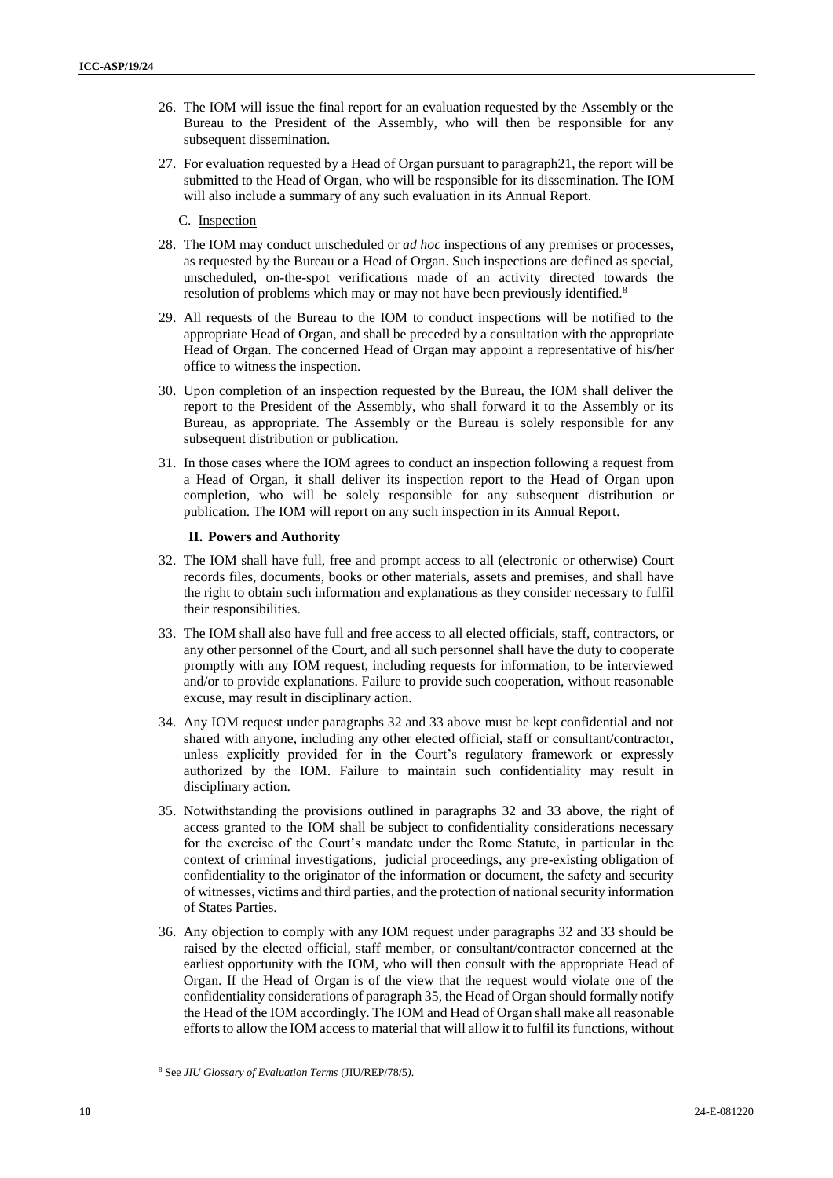26. The IOM will issue the final report for an evaluation requested by the Assembly or the Bureau to the President of the Assembly, who will then be responsible for any subsequent dissemination.

27. For evaluation requested by a Head of Organ pursuant to paragraph21, the report will be submitted to the Head of Organ, who will be responsible for its dissemination. The IOM will also include a summary of any such evaluation in its Annual Report.

C. Inspection

28. The IOM may conduct unscheduled or *ad hoc* inspections of any premises or processes, as requested by the Bureau or a Head of Organ. Such inspections are defined as special, unscheduled, on-the-spot verifications made of an activity directed towards the resolution of problems which may or may not have been previously identified.[8]

29. All requests of the Bureau to the IOM to conduct inspections will be notified to the appropriate Head of Organ, and shall be preceded by a consultation with the appropriate Head of Organ. The concerned Head of Organ may appoint a representative of his/her office to witness the inspection.

30. Upon completion of an inspection requested by the Bureau, the IOM shall deliver the report to the President of the Assembly, who shall forward it to the Assembly or its Bureau, as appropriate. The Assembly or the Bureau is solely responsible for any subsequent distribution or publication.

31. In those cases where the IOM agrees to conduct an inspection following a request from a Head of Organ, it shall deliver its inspection report to the Head of Organ upon completion, who will be solely responsible for any subsequent distribution or publication. The IOM will report on any such inspection in its Annual Report.

### II. Powers and Authority

32. The IOM shall have full, free and prompt access to all (electronic or otherwise) Court records files, documents, books or other materials, assets and premises, and shall have the right to obtain such information and explanations as they consider necessary to fulfil their responsibilities.

33. The IOM shall also have full and free access to all elected officials, staff, contractors, or any other personnel of the Court, and all such personnel shall have the duty to cooperate promptly with any IOM request, including requests for information, to be interviewed and/or to provide explanations. Failure to provide such cooperation, without reasonable excuse, may result in disciplinary action.

34. Any IOM request under paragraphs 32 and 33 above must be kept confidential and not shared with anyone, including any other elected official, staff or consultant/contractor, unless explicitly provided for in the Court's regulatory framework or expressly authorized by the IOM. Failure to maintain such confidentiality may result in disciplinary action.

35. Notwithstanding the provisions outlined in paragraphs 32 and 33 above, the right of access granted to the IOM shall be subject to confidentiality considerations necessary for the exercise of the Court's mandate under the Rome Statute, in particular in the context of criminal investigations, judicial proceedings, any pre-existing obligation of confidentiality to the originator of the information or document, the safety and security of witnesses, victims and third parties, and the protection of national security information of States Parties.

36. Any objection to comply with any IOM request under paragraphs 32 and 33 should be raised by the elected official, staff member, or consultant/contractor concerned at the earliest opportunity with the IOM, who will then consult with the appropriate Head of Organ. If the Head of Organ is of the view that the request would violate one of the confidentiality considerations of paragraph 35, the Head of Organ should formally notify the Head of the IOM accordingly. The IOM and Head of Organ shall make all reasonable efforts to allow the IOM access to material that will allow it to fulfil its functions, without

---

[8] See *JIU Glossary of Evaluation Terms* (JIU/REP/78/5).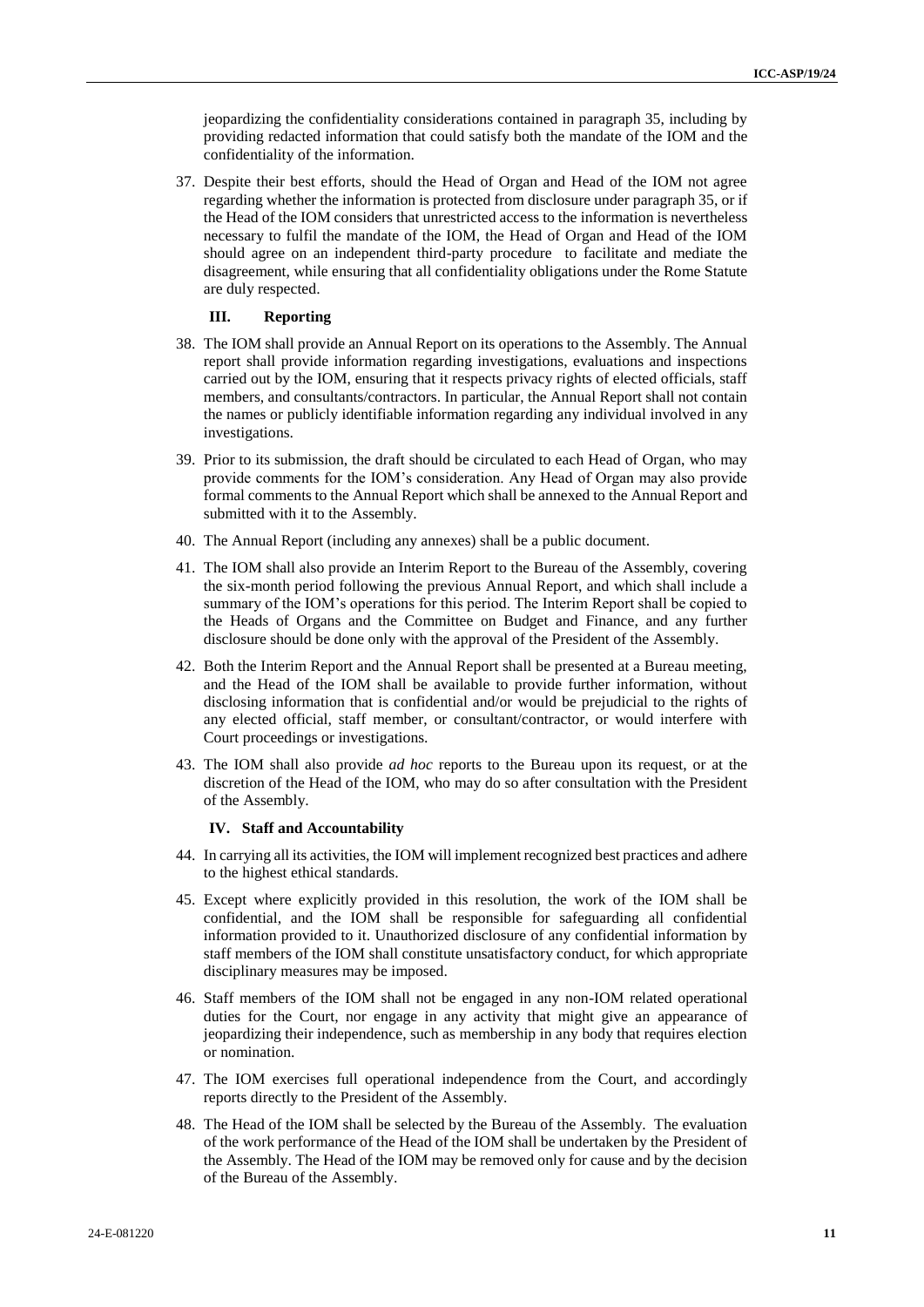jeopardizing the confidentiality considerations contained in paragraph 35, including by providing redacted information that could satisfy both the mandate of the IOM and the confidentiality of the information.

37. Despite their best efforts, should the Head of Organ and Head of the IOM not agree regarding whether the information is protected from disclosure under paragraph 35, or if the Head of the IOM considers that unrestricted access to the information is nevertheless necessary to fulfil the mandate of the IOM, the Head of Organ and Head of the IOM should agree on an independent third-party procedure to facilitate and mediate the disagreement, while ensuring that all confidentiality obligations under the Rome Statute are duly respected.

### III. Reporting

38. The IOM shall provide an Annual Report on its operations to the Assembly. The Annual report shall provide information regarding investigations, evaluations and inspections carried out by the IOM, ensuring that it respects privacy rights of elected officials, staff members, and consultants/contractors. In particular, the Annual Report shall not contain the names or publicly identifiable information regarding any individual involved in any investigations.

39. Prior to its submission, the draft should be circulated to each Head of Organ, who may provide comments for the IOM's consideration. Any Head of Organ may also provide formal comments to the Annual Report which shall be annexed to the Annual Report and submitted with it to the Assembly.

40. The Annual Report (including any annexes) shall be a public document.

41. The IOM shall also provide an Interim Report to the Bureau of the Assembly, covering the six-month period following the previous Annual Report, and which shall include a summary of the IOM's operations for this period. The Interim Report shall be copied to the Heads of Organs and the Committee on Budget and Finance, and any further disclosure should be done only with the approval of the President of the Assembly.

42. Both the Interim Report and the Annual Report shall be presented at a Bureau meeting, and the Head of the IOM shall be available to provide further information, without disclosing information that is confidential and/or would be prejudicial to the rights of any elected official, staff member, or consultant/contractor, or would interfere with Court proceedings or investigations.

43. The IOM shall also provide *ad hoc* reports to the Bureau upon its request, or at the discretion of the Head of the IOM, who may do so after consultation with the President of the Assembly.

### IV. Staff and Accountability

44. In carrying all its activities, the IOM will implement recognized best practices and adhere to the highest ethical standards.

45. Except where explicitly provided in this resolution, the work of the IOM shall be confidential, and the IOM shall be responsible for safeguarding all confidential information provided to it. Unauthorized disclosure of any confidential information by staff members of the IOM shall constitute unsatisfactory conduct, for which appropriate disciplinary measures may be imposed.

46. Staff members of the IOM shall not be engaged in any non-IOM related operational duties for the Court, nor engage in any activity that might give an appearance of jeopardizing their independence, such as membership in any body that requires election or nomination.

47. The IOM exercises full operational independence from the Court, and accordingly reports directly to the President of the Assembly.

48. The Head of the IOM shall be selected by the Bureau of the Assembly. The evaluation of the work performance of the Head of the IOM shall be undertaken by the President of the Assembly. The Head of the IOM may be removed only for cause and by the decision of the Bureau of the Assembly.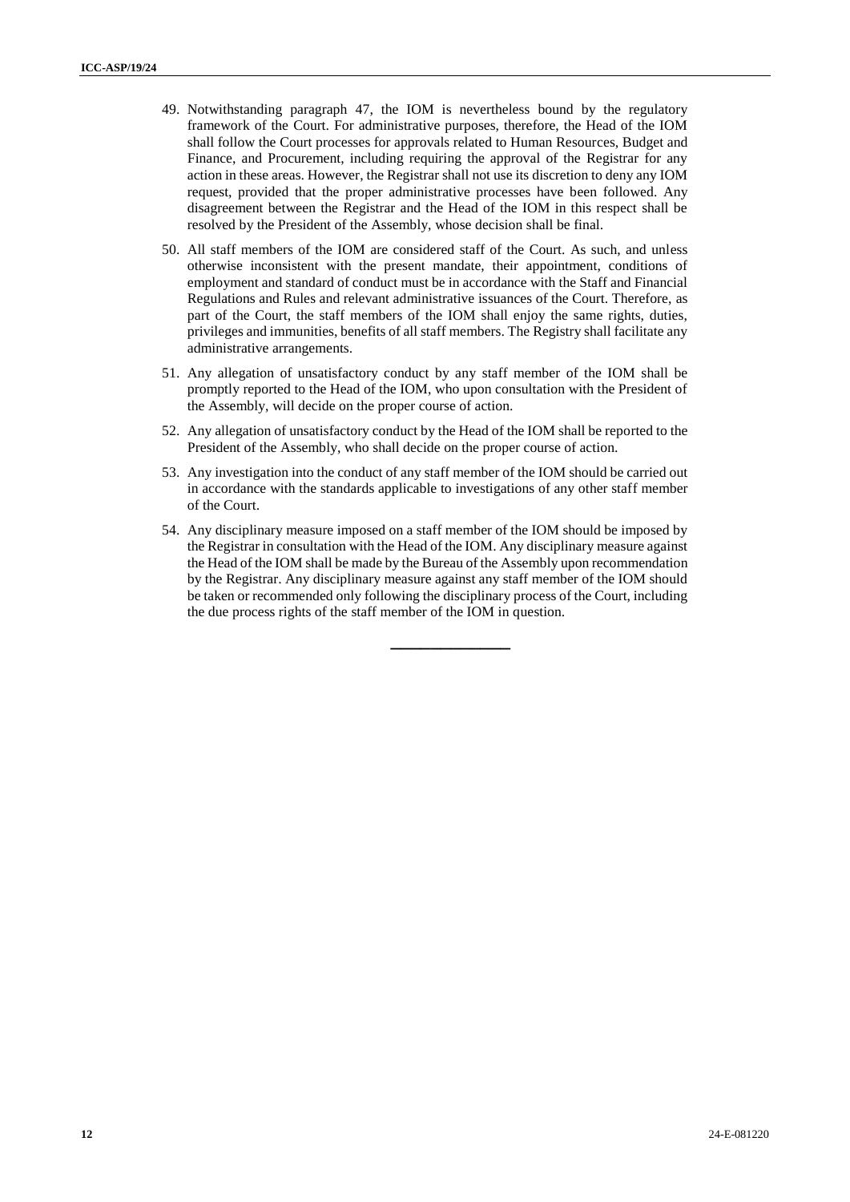49. Notwithstanding paragraph 47, the IOM is nevertheless bound by the regulatory framework of the Court. For administrative purposes, therefore, the Head of the IOM shall follow the Court processes for approvals related to Human Resources, Budget and Finance, and Procurement, including requiring the approval of the Registrar for any action in these areas. However, the Registrar shall not use its discretion to deny any IOM request, provided that the proper administrative processes have been followed. Any disagreement between the Registrar and the Head of the IOM in this respect shall be resolved by the President of the Assembly, whose decision shall be final.

50. All staff members of the IOM are considered staff of the Court. As such, and unless otherwise inconsistent with the present mandate, their appointment, conditions of employment and standard of conduct must be in accordance with the Staff and Financial Regulations and Rules and relevant administrative issuances of the Court. Therefore, as part of the Court, the staff members of the IOM shall enjoy the same rights, duties, privileges and immunities, benefits of all staff members. The Registry shall facilitate any administrative arrangements.

51. Any allegation of unsatisfactory conduct by any staff member of the IOM shall be promptly reported to the Head of the IOM, who upon consultation with the President of the Assembly, will decide on the proper course of action.

52. Any allegation of unsatisfactory conduct by the Head of the IOM shall be reported to the President of the Assembly, who shall decide on the proper course of action.

53. Any investigation into the conduct of any staff member of the IOM should be carried out in accordance with the standards applicable to investigations of any other staff member of the Court.

54. Any disciplinary measure imposed on a staff member of the IOM should be imposed by the Registrar in consultation with the Head of the IOM. Any disciplinary measure against the Head of the IOM shall be made by the Bureau of the Assembly upon recommendation by the Registrar. Any disciplinary measure against any staff member of the IOM should be taken or recommended only following the disciplinary process of the Court, including the due process rights of the staff member of the IOM in question.

---